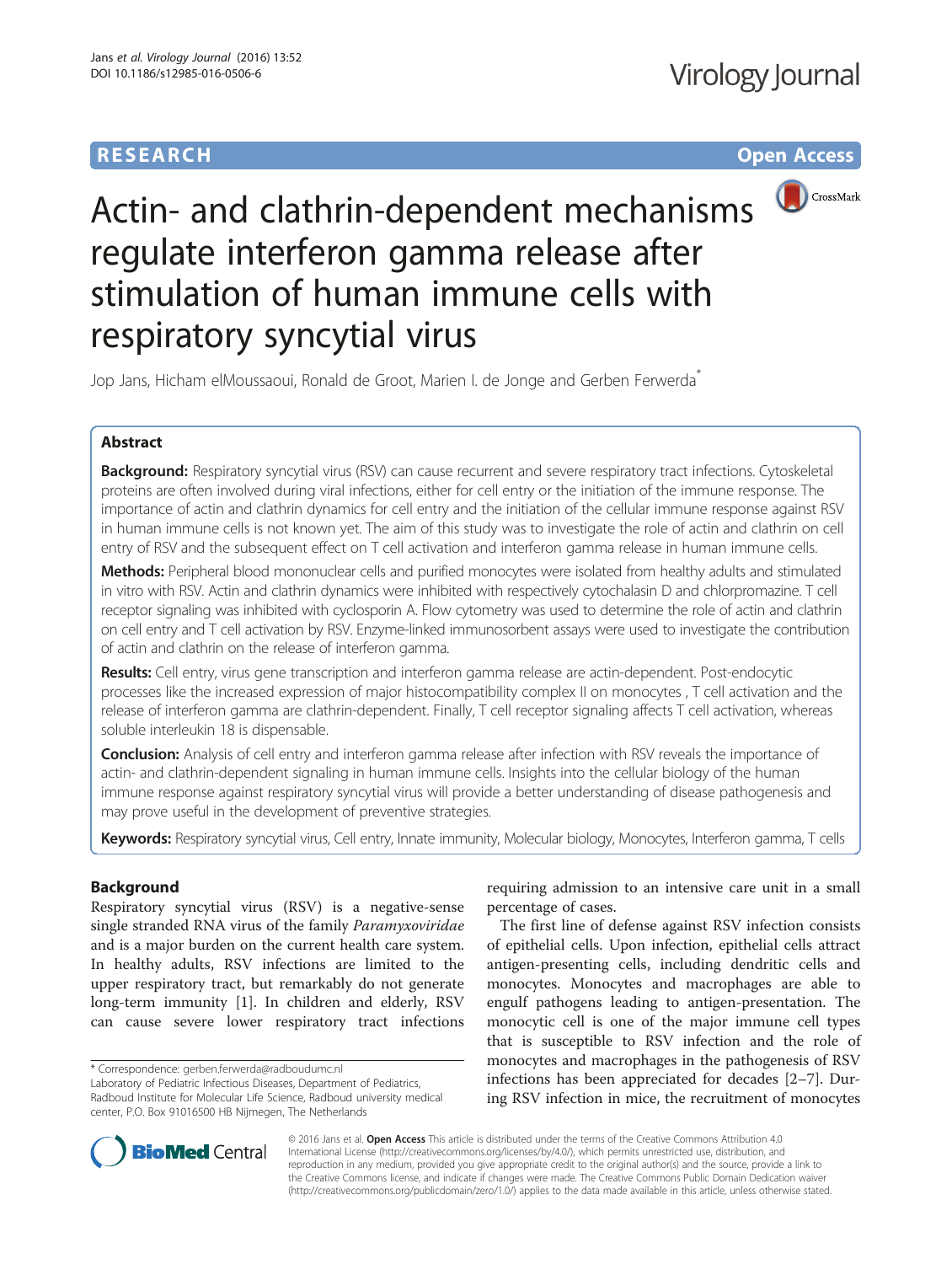RESEARCH Open Access

# Actin- and clathrin-dependent mechanisms regulate interferon gamma release after stimulation of human immune cells with respiratory syncytial virus

Jop Jans, Hicham elMoussaoui, Ronald de Groot, Marien I. de Jonge and Gerben Ferwerda*

## Abstract

**Background:** Respiratory syncytial virus (RSV) can cause recurrent and severe respiratory tract infections. Cytoskeletal proteins are often involved during viral infections, either for cell entry or the initiation of the immune response. The importance of actin and clathrin dynamics for cell entry and the initiation of the cellular immune response against RSV in human immune cells is not known yet. The aim of this study was to investigate the role of actin and clathrin on cell entry of RSV and the subsequent effect on T cell activation and interferon gamma release in human immune cells.

**Methods:** Peripheral blood mononuclear cells and purified monocytes were isolated from healthy adults and stimulated in vitro with RSV. Actin and clathrin dynamics were inhibited with respectively cytochalasin D and chlorpromazine. T cell receptor signaling was inhibited with cyclosporin A. Flow cytometry was used to determine the role of actin and clathrin on cell entry and T cell activation by RSV. Enzyme-linked immunosorbent assays were used to investigate the contribution of actin and clathrin on the release of interferon gamma.

**Results:** Cell entry, virus gene transcription and interferon gamma release are actin-dependent. Post-endocytic processes like the increased expression of major histocompatibility complex II on monocytes , T cell activation and the release of interferon gamma are clathrin-dependent. Finally, T cell receptor signaling affects T cell activation, whereas soluble interleukin 18 is dispensable.

**Conclusion:** Analysis of cell entry and interferon gamma release after infection with RSV reveals the importance of actin- and clathrin-dependent signaling in human immune cells. Insights into the cellular biology of the human immune response against respiratory syncytial virus will provide a better understanding of disease pathogenesis and may prove useful in the development of preventive strategies.

**Keywords:** Respiratory syncytial virus, Cell entry, Innate immunity, Molecular biology, Monocytes, Interferon gamma, T cells

## Background

Respiratory syncytial virus (RSV) is a negative-sense single stranded RNA virus of the family *Paramyxoviridae* and is a major burden on the current health care system. In healthy adults, RSV infections are limited to the upper respiratory tract, but remarkably do not generate long-term immunity [1]. In children and elderly, RSV can cause severe lower respiratory tract infections requiring admission to an intensive care unit in a small percentage of cases.

The first line of defense against RSV infection consists of epithelial cells. Upon infection, epithelial cells attract antigen-presenting cells, including dendritic cells and monocytes. Monocytes and macrophages are able to engulf pathogens leading to antigen-presentation. The monocytic cell is one of the major immune cell types that is susceptible to RSV infection and the role of monocytes and macrophages in the pathogenesis of RSV infections has been appreciated for decades [2–7]. During RSV infection in mice, the recruitment of monocytes

\* Correspondence: gerben.ferwerda@radboudumc.nl
Laboratory of Pediatric Infectious Diseases, Department of Pediatrics, Radboud Institute for Molecular Life Science, Radboud university medical center, P.O. Box 91016500 HB Nijmegen, The Netherlands

© 2016 Jans et al. **Open Access** This article is distributed under the terms of the Creative Commons Attribution 4.0 International License (http://creativecommons.org/licenses/by/4.0/), which permits unrestricted use, distribution, and reproduction in any medium, provided you give appropriate credit to the original author(s) and the source, provide a link to the Creative Commons license, and indicate if changes were made. The Creative Commons Public Domain Dedication waiver (http://creativecommons.org/publicdomain/zero/1.0/) applies to the data made available in this article, unless otherwise stated.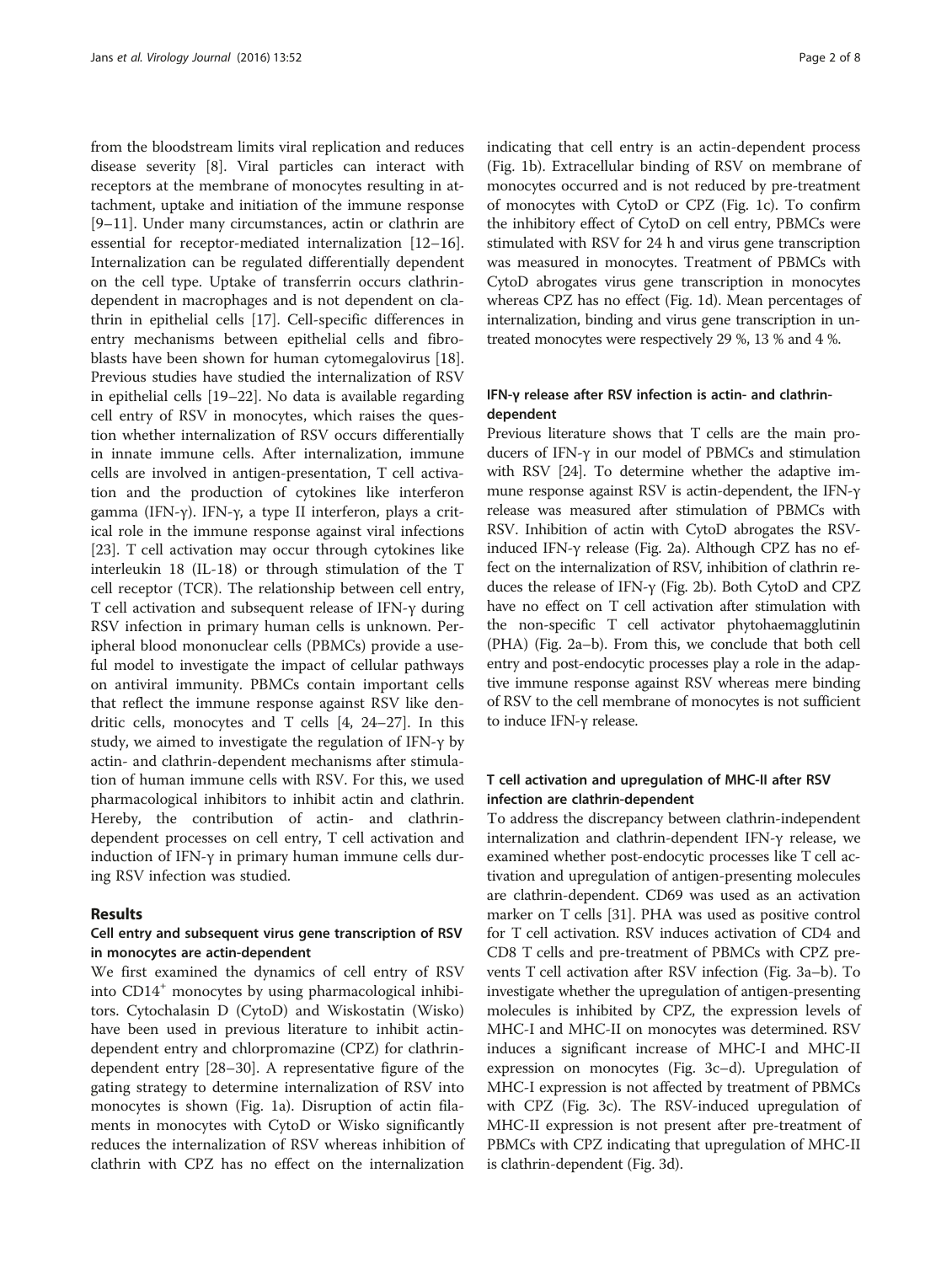from the bloodstream limits viral replication and reduces disease severity [8]. Viral particles can interact with receptors at the membrane of monocytes resulting in attachment, uptake and initiation of the immune response [9–11]. Under many circumstances, actin or clathrin are essential for receptor-mediated internalization [12–16]. Internalization can be regulated differentially dependent on the cell type. Uptake of transferrin occurs clathrin-dependent in macrophages and is not dependent on clathrin in epithelial cells [17]. Cell-specific differences in entry mechanisms between epithelial cells and fibroblasts have been shown for human cytomegalovirus [18]. Previous studies have studied the internalization of RSV in epithelial cells [19–22]. No data is available regarding cell entry of RSV in monocytes, which raises the question whether internalization of RSV occurs differentially in innate immune cells. After internalization, immune cells are involved in antigen-presentation, T cell activation and the production of cytokines like interferon gamma (IFN-γ). IFN-γ, a type II interferon, plays a critical role in the immune response against viral infections [23]. T cell activation may occur through cytokines like interleukin 18 (IL-18) or through stimulation of the T cell receptor (TCR). The relationship between cell entry, T cell activation and subsequent release of IFN-γ during RSV infection in primary human cells is unknown. Peripheral blood mononuclear cells (PBMCs) provide a useful model to investigate the impact of cellular pathways on antiviral immunity. PBMCs contain important cells that reflect the immune response against RSV like dendritic cells, monocytes and T cells [4, 24–27]. In this study, we aimed to investigate the regulation of IFN-γ by actin- and clathrin-dependent mechanisms after stimulation of human immune cells with RSV. For this, we used pharmacological inhibitors to inhibit actin and clathrin. Hereby, the contribution of actin- and clathrin-dependent processes on cell entry, T cell activation and induction of IFN-γ in primary human immune cells during RSV infection was studied.

## Results

### Cell entry and subsequent virus gene transcription of RSV in monocytes are actin-dependent

We first examined the dynamics of cell entry of RSV into $CD14^+$ monocytes by using pharmacological inhibitors. Cytochalasin D (CytoD) and Wiskostatin (Wisko) have been used in previous literature to inhibit actin-dependent entry and chlorpromazine (CPZ) for clathrin-dependent entry [28–30]. A representative figure of the gating strategy to determine internalization of RSV into monocytes is shown (Fig. 1a). Disruption of actin filaments in monocytes with CytoD or Wisko significantly reduces the internalization of RSV whereas inhibition of clathrin with CPZ has no effect on the internalization indicating that cell entry is an actin-dependent process (Fig. 1b). Extracellular binding of RSV on membrane of monocytes occurred and is not reduced by pre-treatment of monocytes with CytoD or CPZ (Fig. 1c). To confirm the inhibitory effect of CytoD on cell entry, PBMCs were stimulated with RSV for 24 h and virus gene transcription was measured in monocytes. Treatment of PBMCs with CytoD abrogates virus gene transcription in monocytes whereas CPZ has no effect (Fig. 1d). Mean percentages of internalization, binding and virus gene transcription in untreated monocytes were respectively 29 %, 13 % and 4 %.

### IFN-γ release after RSV infection is actin- and clathrin-dependent

Previous literature shows that T cells are the main producers of IFN-γ in our model of PBMCs and stimulation with RSV [24]. To determine whether the adaptive immune response against RSV is actin-dependent, the IFN-γ release was measured after stimulation of PBMCs with RSV. Inhibition of actin with CytoD abrogates the RSV-induced IFN-γ release (Fig. 2a). Although CPZ has no effect on the internalization of RSV, inhibition of clathrin reduces the release of IFN-γ (Fig. 2b). Both CytoD and CPZ have no effect on T cell activation after stimulation with the non-specific T cell activator phytohaemagglutinin (PHA) (Fig. 2a–b). From this, we conclude that both cell entry and post-endocytic processes play a role in the adaptive immune response against RSV whereas mere binding of RSV to the cell membrane of monocytes is not sufficient to induce IFN-γ release.

### T cell activation and upregulation of MHC-II after RSV infection are clathrin-dependent

To address the discrepancy between clathrin-independent internalization and clathrin-dependent IFN-γ release, we examined whether post-endocytic processes like T cell activation and upregulation of antigen-presenting molecules are clathrin-dependent. CD69 was used as an activation marker on T cells [31]. PHA was used as positive control for T cell activation. RSV induces activation of CD4 and CD8 T cells and pre-treatment of PBMCs with CPZ prevents T cell activation after RSV infection (Fig. 3a–b). To investigate whether the upregulation of antigen-presenting molecules is inhibited by CPZ, the expression levels of MHC-I and MHC-II on monocytes was determined. RSV induces a significant increase of MHC-I and MHC-II expression on monocytes (Fig. 3c–d). Upregulation of MHC-I expression is not affected by treatment of PBMCs with CPZ (Fig. 3c). The RSV-induced upregulation of MHC-II expression is not present after pre-treatment of PBMCs with CPZ indicating that upregulation of MHC-II is clathrin-dependent (Fig. 3d).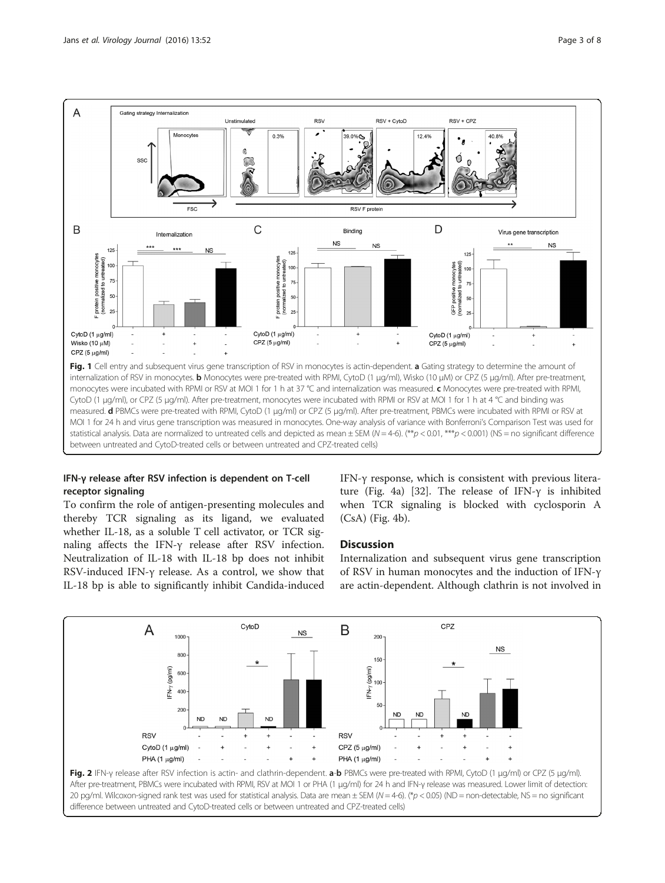**Fig. 1** Cell entry and subsequent virus gene transcription of RSV in monocytes is actin-dependent. **a** Gating strategy to determine the amount of internalization of RSV in monocytes. **b** Monocytes were pre-treated with RPMI, CytoD (1 μg/ml), Wisko (10 μM) or CPZ (5 μg/ml). After pre-treatment, monocytes were incubated with RPMI or RSV at MOI 1 for 1 h at 37 °C and internalization was measured. **c** Monocytes were pre-treated with RPMI, CytoD (1 μg/ml), or CPZ (5 μg/ml). After pre-treatment, monocytes were incubated with RPMI or RSV at MOI 1 for 1 h at 4 °C and binding was measured. **d** PBMCs were pre-treated with RPMI, CytoD (1 μg/ml) or CPZ (5 μg/ml). After pre-treatment, PBMCs were incubated with RPMI or RSV at MOI 1 for 24 h and virus gene transcription was measured in monocytes. One-way analysis of variance with Bonferroni's Comparison Test was used for statistical analysis. Data are normalized to untreated cells and depicted as mean ± SEM ($N = 4$-6). (**$p < 0.01$, ***$p < 0.001$) (NS = no significant difference between untreated and CytoD-treated cells or between untreated and CPZ-treated cells)

### IFN-γ release after RSV infection is dependent on T-cell receptor signaling

To confirm the role of antigen-presenting molecules and thereby TCR signaling as its ligand, we evaluated whether IL-18, as a soluble T cell activator, or TCR signaling affects the IFN-γ release after RSV infection. Neutralization of IL-18 with IL-18 bp does not inhibit RSV-induced IFN-γ release. As a control, we show that IL-18 bp is able to significantly inhibit Candida-induced IFN-γ response, which is consistent with previous literature (Fig. 4a) [32]. The release of IFN-γ is inhibited when TCR signaling is blocked with cyclosporin A (CsA) (Fig. 4b).

## Discussion

Internalization and subsequent virus gene transcription of RSV in human monocytes and the induction of IFN-γ are actin-dependent. Although clathrin is not involved in

**Fig. 2** IFN-γ release after RSV infection is actin- and clathrin-dependent. **a**-**b** PBMCs were pre-treated with RPMI, CytoD (1 μg/ml) or CPZ (5 μg/ml). After pre-treatment, PBMCs were incubated with RPMI, RSV at MOI 1 or PHA (1 μg/ml) for 24 h and IFN-γ release was measured. Lower limit of detection: 20 pg/ml. Wilcoxon-signed rank test was used for statistical analysis. Data are mean ± SEM ($N = 4$-6). (*$p < 0.05$) (ND = non-detectable, NS = no significant difference between untreated and CytoD-treated cells or between untreated and CPZ-treated cells)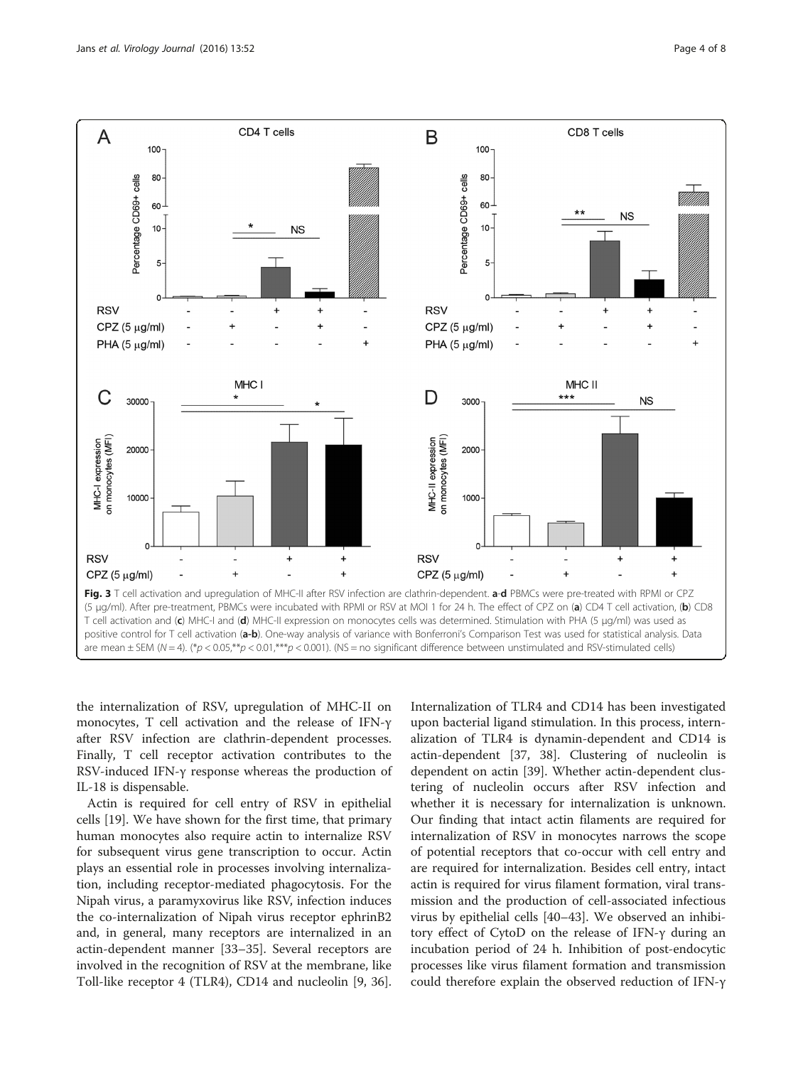**Fig. 3** T cell activation and upregulation of MHC-II after RSV infection are clathrin-dependent. **a**-**d** PBMCs were pre-treated with RPMI or CPZ (5 μg/ml). After pre-treatment, PBMCs were incubated with RPMI or RSV at MOI 1 for 24 h. The effect of CPZ on (**a**) CD4 T cell activation, (**b**) CD8 T cell activation and (**c**) MHC-I and (**d**) MHC-II expression on monocytes cells was determined. Stimulation with PHA (5 μg/ml) was used as positive control for T cell activation (**a**-**b**). One-way analysis of variance with Bonferroni's Comparison Test was used for statistical analysis. Data are mean ± SEM ($N = 4$). (*$p < 0.05$,**$p < 0.01$,***$p < 0.001$). (NS = no significant difference between unstimulated and RSV-stimulated cells)

the internalization of RSV, upregulation of MHC-II on monocytes, T cell activation and the release of IFN-γ after RSV infection are clathrin-dependent processes. Finally, T cell receptor activation contributes to the RSV-induced IFN-γ response whereas the production of IL-18 is dispensable.

Actin is required for cell entry of RSV in epithelial cells [19]. We have shown for the first time, that primary human monocytes also require actin to internalize RSV for subsequent virus gene transcription to occur. Actin plays an essential role in processes involving internalization, including receptor-mediated phagocytosis. For the Nipah virus, a paramyxovirus like RSV, infection induces the co-internalization of Nipah virus receptor ephrinB2 and, in general, many receptors are internalized in an actin-dependent manner [33–35]. Several receptors are involved in the recognition of RSV at the membrane, like Toll-like receptor 4 (TLR4), CD14 and nucleolin [9, 36]. Internalization of TLR4 and CD14 has been investigated upon bacterial ligand stimulation. In this process, internalization of TLR4 is dynamin-dependent and CD14 is actin-dependent [37, 38]. Clustering of nucleolin is dependent on actin [39]. Whether actin-dependent clustering of nucleolin occurs after RSV infection and whether it is necessary for internalization is unknown. Our finding that intact actin filaments are required for internalization of RSV in monocytes narrows the scope of potential receptors that co-occur with cell entry and are required for internalization. Besides cell entry, intact actin is required for virus filament formation, viral transmission and the production of cell-associated infectious virus by epithelial cells [40–43]. We observed an inhibitory effect of CytoD on the release of IFN-γ during an incubation period of 24 h. Inhibition of post-endocytic processes like virus filament formation and transmission could therefore explain the observed reduction of IFN-γ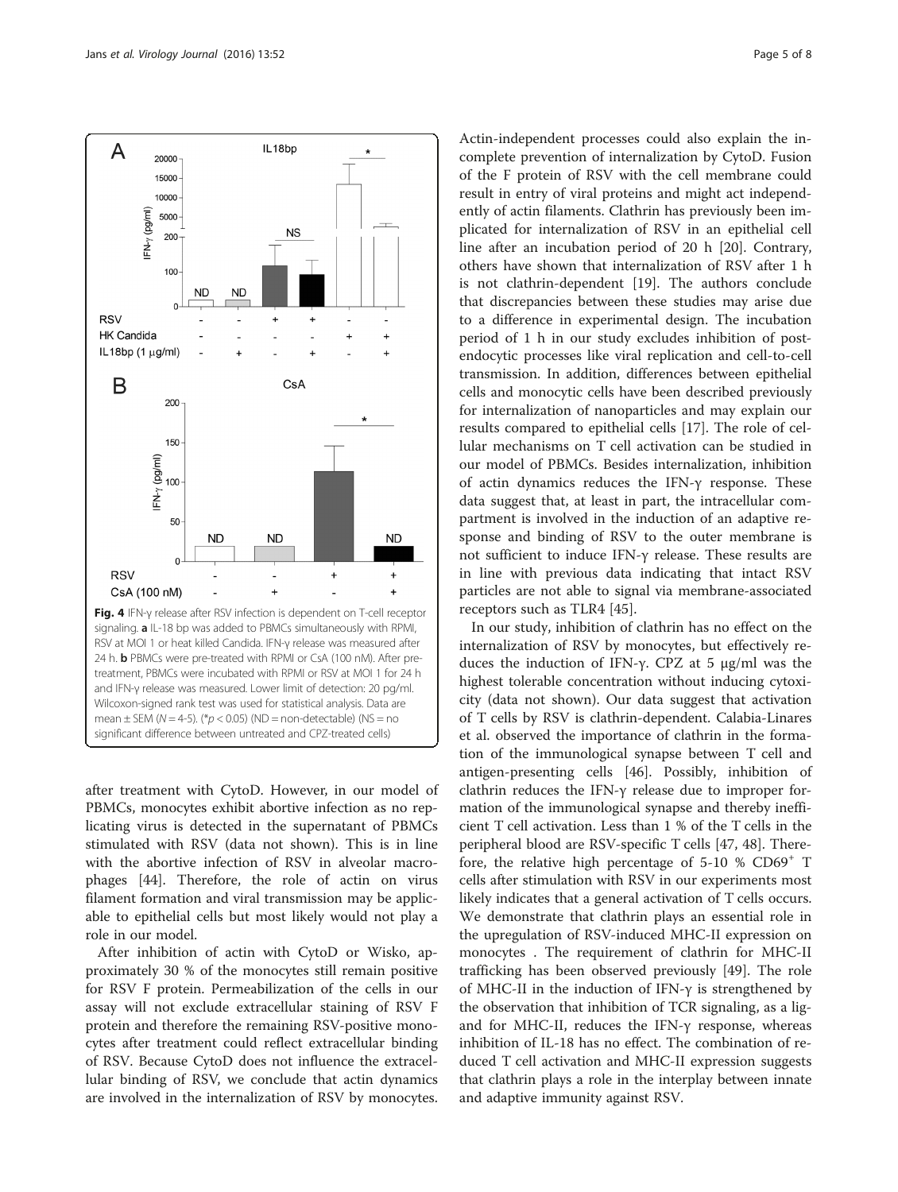Fig. 4 IFN-γ release after RSV infection is dependent on T-cell receptor signaling. **a** IL-18 bp was added to PBMCs simultaneously with RPMI, RSV at MOI 1 or heat killed Candida. IFN-γ release was measured after 24 h. **b** PBMCs were pre-treated with RPMI or CsA (100 nM). After pre-treatment, PBMCs were incubated with RPMI or RSV at MOI 1 for 24 h and IFN-γ release was measured. Lower limit of detection: 20 pg/ml. Wilcoxon-signed rank test was used for statistical analysis. Data are mean ± SEM ($N = 4$-5). (*$p < 0.05$) (ND = non-detectable) (NS = no significant difference between untreated and CPZ-treated cells)

after treatment with CytoD. However, in our model of PBMCs, monocytes exhibit abortive infection as no replicating virus is detected in the supernatant of PBMCs stimulated with RSV (data not shown). This is in line with the abortive infection of RSV in alveolar macrophages [44]. Therefore, the role of actin on virus filament formation and viral transmission may be applicable to epithelial cells but most likely would not play a role in our model.

After inhibition of actin with CytoD or Wisko, approximately 30 % of the monocytes still remain positive for RSV F protein. Permeabilization of the cells in our assay will not exclude extracellular staining of RSV F protein and therefore the remaining RSV-positive monocytes after treatment could reflect extracellular binding of RSV. Because CytoD does not influence the extracellular binding of RSV, we conclude that actin dynamics are involved in the internalization of RSV by monocytes. Actin-independent processes could also explain the incomplete prevention of internalization by CytoD. Fusion of the F protein of RSV with the cell membrane could result in entry of viral proteins and might act independently of actin filaments. Clathrin has previously been implicated for internalization of RSV in an epithelial cell line after an incubation period of 20 h [20]. Contrary, others have shown that internalization of RSV after 1 h is not clathrin-dependent [19]. The authors conclude that discrepancies between these studies may arise due to a difference in experimental design. The incubation period of 1 h in our study excludes inhibition of post-endocytic processes like viral replication and cell-to-cell transmission. In addition, differences between epithelial cells and monocytic cells have been described previously for internalization of nanoparticles and may explain our results compared to epithelial cells [17]. The role of cellular mechanisms on T cell activation can be studied in our model of PBMCs. Besides internalization, inhibition of actin dynamics reduces the IFN-γ response. These data suggest that, at least in part, the intracellular compartment is involved in the induction of an adaptive response and binding of RSV to the outer membrane is not sufficient to induce IFN-γ release. These results are in line with previous data indicating that intact RSV particles are not able to signal via membrane-associated receptors such as TLR4 [45].

In our study, inhibition of clathrin has no effect on the internalization of RSV by monocytes, but effectively reduces the induction of IFN-γ. CPZ at 5 μg/ml was the highest tolerable concentration without inducing cytoxicity (data not shown). Our data suggest that activation of T cells by RSV is clathrin-dependent. Calabia-Linares et al. observed the importance of clathrin in the formation of the immunological synapse between T cell and antigen-presenting cells [46]. Possibly, inhibition of clathrin reduces the IFN-γ release due to improper formation of the immunological synapse and thereby inefficient T cell activation. Less than 1 % of the T cells in the peripheral blood are RSV-specific T cells [47, 48]. Therefore, the relative high percentage of 5-10 % $CD69^+$ T cells after stimulation with RSV in our experiments most likely indicates that a general activation of T cells occurs. We demonstrate that clathrin plays an essential role in the upregulation of RSV-induced MHC-II expression on monocytes . The requirement of clathrin for MHC-II trafficking has been observed previously [49]. The role of MHC-II in the induction of IFN-γ is strengthened by the observation that inhibition of TCR signaling, as a ligand for MHC-II, reduces the IFN-γ response, whereas inhibition of IL-18 has no effect. The combination of reduced T cell activation and MHC-II expression suggests that clathrin plays a role in the interplay between innate and adaptive immunity against RSV.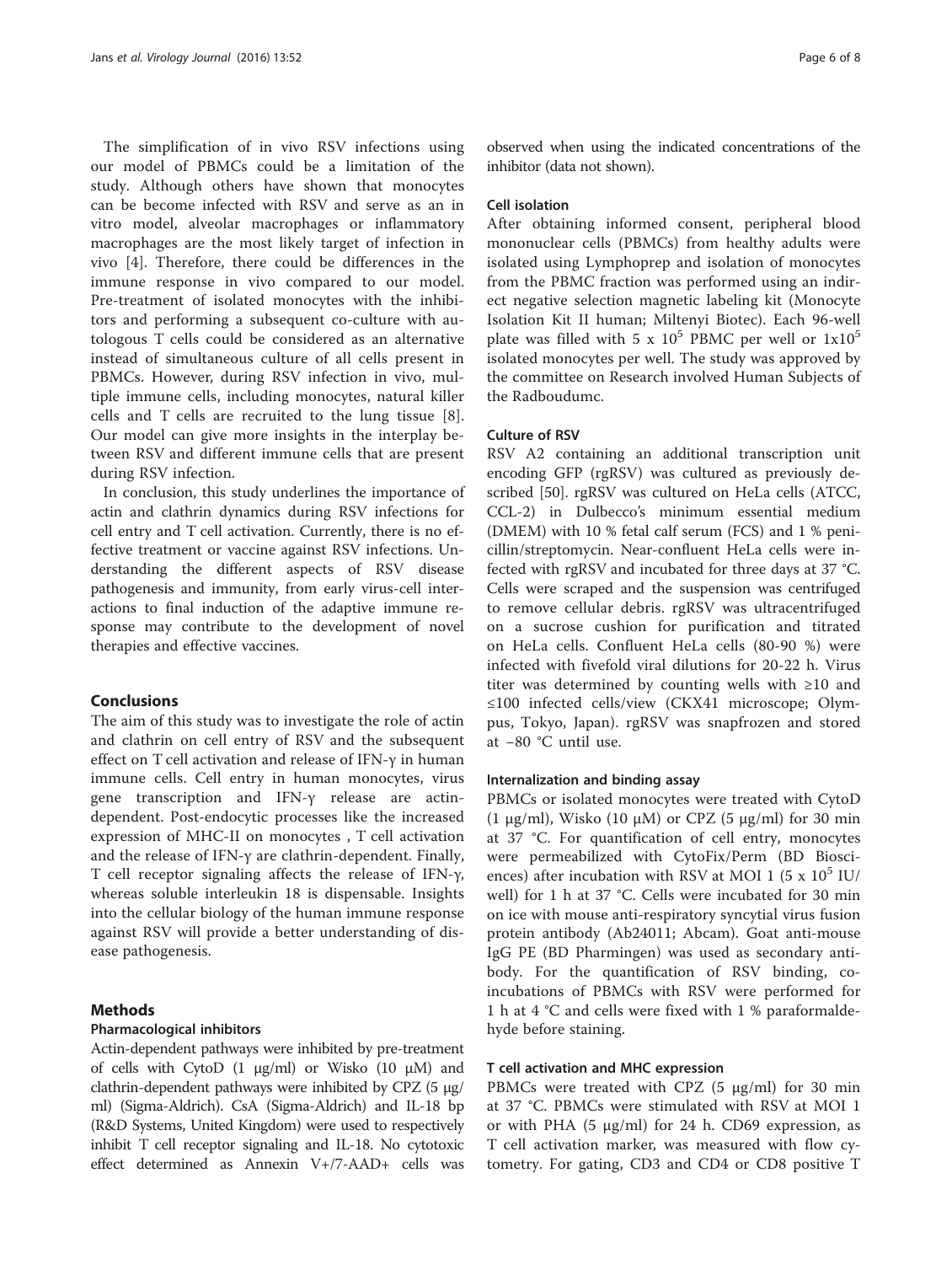The simplification of in vivo RSV infections using our model of PBMCs could be a limitation of the study. Although others have shown that monocytes can be become infected with RSV and serve as an in vitro model, alveolar macrophages or inflammatory macrophages are the most likely target of infection in vivo [4]. Therefore, there could be differences in the immune response in vivo compared to our model. Pre-treatment of isolated monocytes with the inhibitors and performing a subsequent co-culture with autologous T cells could be considered as an alternative instead of simultaneous culture of all cells present in PBMCs. However, during RSV infection in vivo, multiple immune cells, including monocytes, natural killer cells and T cells are recruited to the lung tissue [8]. Our model can give more insights in the interplay between RSV and different immune cells that are present during RSV infection.

In conclusion, this study underlines the importance of actin and clathrin dynamics during RSV infections for cell entry and T cell activation. Currently, there is no effective treatment or vaccine against RSV infections. Understanding the different aspects of RSV disease pathogenesis and immunity, from early virus-cell interactions to final induction of the adaptive immune response may contribute to the development of novel therapies and effective vaccines.

## Conclusions

The aim of this study was to investigate the role of actin and clathrin on cell entry of RSV and the subsequent effect on T cell activation and release of IFN-γ in human immune cells. Cell entry in human monocytes, virus gene transcription and IFN-γ release are actin-dependent. Post-endocytic processes like the increased expression of MHC-II on monocytes , T cell activation and the release of IFN-γ are clathrin-dependent. Finally, T cell receptor signaling affects the release of IFN-γ, whereas soluble interleukin 18 is dispensable. Insights into the cellular biology of the human immune response against RSV will provide a better understanding of disease pathogenesis.

## Methods

### Pharmacological inhibitors

Actin-dependent pathways were inhibited by pre-treatment of cells with CytoD (1 μg/ml) or Wisko (10 μM) and clathrin-dependent pathways were inhibited by CPZ (5 μg/ml) (Sigma-Aldrich). CsA (Sigma-Aldrich) and IL-18 bp (R&D Systems, United Kingdom) were used to respectively inhibit T cell receptor signaling and IL-18. No cytotoxic effect determined as Annexin V+/7-AAD+ cells was observed when using the indicated concentrations of the inhibitor (data not shown).

### Cell isolation

After obtaining informed consent, peripheral blood mononuclear cells (PBMCs) from healthy adults were isolated using Lymphoprep and isolation of monocytes from the PBMC fraction was performed using an indirect negative selection magnetic labeling kit (Monocyte Isolation Kit II human; Miltenyi Biotec). Each 96-well plate was filled with 5 x $10^5$ PBMC per well or 1x$10^5$ isolated monocytes per well. The study was approved by the committee on Research involved Human Subjects of the Radboudumc.

### Culture of RSV

RSV A2 containing an additional transcription unit encoding GFP (rgRSV) was cultured as previously described [50]. rgRSV was cultured on HeLa cells (ATCC, CCL-2) in Dulbecco's minimum essential medium (DMEM) with 10 % fetal calf serum (FCS) and 1 % penicillin/streptomycin. Near-confluent HeLa cells were infected with rgRSV and incubated for three days at 37 °C. Cells were scraped and the suspension was centrifuged to remove cellular debris. rgRSV was ultracentrifuged on a sucrose cushion for purification and titrated on HeLa cells. Confluent HeLa cells (80-90 %) were infected with fivefold viral dilutions for 20-22 h. Virus titer was determined by counting wells with ≥10 and ≤100 infected cells/view (CKX41 microscope; Olympus, Tokyo, Japan). rgRSV was snapfrozen and stored at −80 °C until use.

### Internalization and binding assay

PBMCs or isolated monocytes were treated with CytoD (1 μg/ml), Wisko (10 μM) or CPZ (5 μg/ml) for 30 min at 37 °C. For quantification of cell entry, monocytes were permeabilized with CytoFix/Perm (BD Biosciences) after incubation with RSV at MOI 1 (5 x $10^5$ IU/well) for 1 h at 37 °C. Cells were incubated for 30 min on ice with mouse anti-respiratory syncytial virus fusion protein antibody (Ab24011; Abcam). Goat anti-mouse IgG PE (BD Pharmingen) was used as secondary antibody. For the quantification of RSV binding, co-incubations of PBMCs with RSV were performed for 1 h at 4 °C and cells were fixed with 1 % paraformaldehyde before staining.

### T cell activation and MHC expression

PBMCs were treated with CPZ (5 μg/ml) for 30 min at 37 °C. PBMCs were stimulated with RSV at MOI 1 or with PHA (5 μg/ml) for 24 h. CD69 expression, as T cell activation marker, was measured with flow cytometry. For gating, CD3 and CD4 or CD8 positive T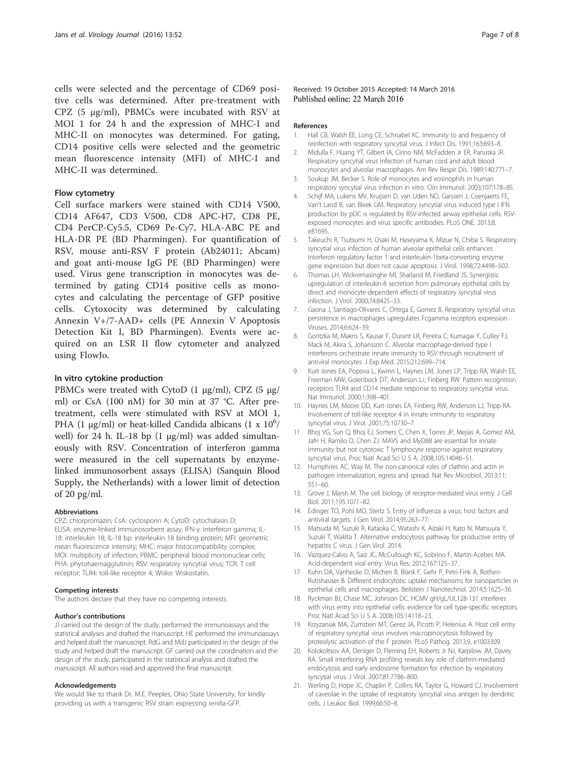cells were selected and the percentage of CD69 positive cells was determined. After pre-treatment with CPZ (5 μg/ml), PBMCs were incubated with RSV at MOI 1 for 24 h and the expression of MHC-I and MHC-II on monocytes was determined. For gating, CD14 positive cells were selected and the geometric mean fluorescence intensity (MFI) of MHC-I and MHC-II was determined.

### Flow cytometry

Cell surface markers were stained with CD14 V500, CD14 AF647, CD3 V500, CD8 APC-H7, CD8 PE, CD4 PerCP-Cy5.5, CD69 Pe-Cy7, HLA-ABC PE and HLA-DR PE (BD Pharmingen). For quantification of RSV, mouse anti-RSV F protein (Ab24011; Abcam) and goat anti-mouse IgG PE (BD Pharmingen) were used. Virus gene transcription in monocytes was determined by gating CD14 positive cells as monocytes and calculating the percentage of GFP positive cells. Cytoxocity was determined by calculating Annexin V+/7-AAD+ cells (PE Annexin V Apoptosis Detection Kit I, BD Pharmingen). Events were acquired on an LSR II flow cytometer and analyzed using FlowJo.

### In vitro cytokine production

PBMCs were treated with CytoD (1 μg/ml), CPZ (5 μg/ml) or CsA (100 nM) for 30 min at 37 °C. After pre-treatment, cells were stimulated with RSV at MOI 1, PHA (1 μg/ml) or heat-killed Candida albicans ($1 \times 10^6$/well) for 24 h. IL-18 bp (1 μg/ml) was added simultaneously with RSV. Concentration of interferon gamma were measured in the cell supernatants by enzyme-linked immunosorbent assays (ELISA) (Sanquin Blood Supply, the Netherlands) with a lower limit of detection of 20 pg/ml.

#### Abbreviations

CPZ: chlorpromazin; CsA: cyclosporin A; CytoD: cytochalasin D; ELISA: enzyme-linked immunosorbent assay; IFN-γ: interferon gamma; IL-18: interleukin 18; IL-18 bp: interleukin 18 binding protein; MFI: geometric mean fluorescence intensity; MHC: major histocompatibility complex; MOI: multiplicity of infection; PBMC: peripheral blood mononuclear cells; PHA: phytohaemagglutinin; RSV: respiratory syncytial virus; TCR: T cell receptor; TLR4: toll-like receptor 4; Wisko: Wiskostatin.

#### Competing interests

The authors declare that they have no competing interests.

#### Author's contributions

JJ carried out the design of the study, performed the immunoassays and the statistical analyses and drafted the manuscript. HE performed the immunoassays and helped draft the manuscript. RdG and MdJ participated in the design of the study and helped draft the manuscript. GF carried out the coordination and the design of the study, participated in the statistical analysis and drafted the manuscript. All authors read and approved the final manuscript.

#### Acknowledgements

We would like to thank Dr. M.E. Peeples, Ohio State University, for kindly providing us with a transgenic RSV strain expressing renilla-GFP.

Received: 19 October 2015 Accepted: 14 March 2016
Published online: 22 March 2016

#### References

1. Hall CB, Walsh EE, Long CE, Schnabel KC. Immunity to and frequency of reinfection with respiratory syncytial virus. J Infect Dis. 1991;163:693–8.
2. Midulla F, Huang YT, Gilbert IA, Cirino NM, McFadden Jr ER, Panuska JR. Respiratory syncytial virus infection of human cord and adult blood monocytes and alveolar macrophages. Am Rev Respir Dis. 1989;140:771–7.
3. Soukup JM, Becker S. Role of monocytes and eosinophils in human respiratory syncytial virus infection in vitro. Clin Immunol. 2003;107:178–85.
4. Schijf MA, Lukens MV, Kruijsen D, van Uden NO, Garssen J, Coenjaerts FE, Van't Land B, van Bleek GM. Respiratory syncytial virus induced type I IFN production by pDC is regulated by RSV-infected airway epithelial cells. RSV-exposed monocytes and virus specific antibodies. PLoS ONE. 2013;8, e81695.
5. Takeuchi R, Tsutsumi H, Osaki M, Haseyama K, Mizue N, Chiba S. Respiratory syncytial virus infection of human alveolar epithelial cells enhances interferon regulatory factor 1 and interleukin-1beta-converting enzyme gene expression but does not cause apoptosis. J Virol. 1998;72:4498–502.
6. Thomas LH, Wickremasinghe MI, Sharland M, Friedland JS. Synergistic upregulation of interleukin-8 secretion from pulmonary epithelial cells by direct and monocyte-dependent effects of respiratory syncytial virus infection. J Virol. 2000;74:8425–33.
7. Gaona J, Santiago-Olivares C, Ortega E, Gomez B. Respiratory syncytial virus persistence in macrophages upregulates Fcgamma receptors expression. Viruses. 2014;6:624–39.
8. Goritzka M, Makris S, Kausar F, Durant LR, Pereira C, Kumagai Y, Culley FJ, Mack M, Akira S, Johansson C. Alveolar macrophage-derived type I interferons orchestrate innate immunity to RSV through recruitment of antiviral monocytes. J Exp Med. 2015;212:699–714.
9. Kurt-Jones EA, Popova L, Kwinn L, Haynes LM, Jones LP, Tripp RA, Walsh EE, Freeman MW, Golenbock DT, Anderson LJ, Finberg RW. Pattern recognition receptors TLR4 and CD14 mediate response to respiratory syncytial virus. Nat Immunol. 2000;1:398–401.
10. Haynes LM, Moore DD, Kurt-Jones EA, Finberg RW, Anderson LJ, Tripp RA. Involvement of toll-like receptor 4 in innate immunity to respiratory syncytial virus. J Virol. 2001;75:10730–7.
11. Bhoj VG, Sun Q, Bhoj EJ, Somers C, Chen X, Torres JP, Mejias A, Gomez AM, Jafri H, Ramilo O, Chen ZJ. MAVS and MyD88 are essential for innate immunity but not cytotoxic T lymphocyte response against respiratory syncytial virus. Proc Natl Acad Sci U S A. 2008;105:14046–51.
12. Humphries AC, Way M. The non-canonical roles of clathrin and actin in pathogen internalization, egress and spread. Nat Rev Microbiol. 2013;11:551–60.
13. Grove J, Marsh M. The cell biology of receptor-mediated virus entry. J Cell Biol. 2011;195:1071–82.
14. Edinger TO, Pohl MO, Stertz S. Entry of influenza a virus: host factors and antiviral targets. J Gen Virol. 2014;95:263–77.
15. Matsuda M, Suzuki R, Kataoka C, Watashi K, Aizaki H, Kato N, Matsuura Y, Suzuki T, Wakita T. Alternative endocytosis pathway for productive entry of hepatitis C virus. J Gen Virol. 2014.
16. Vazquez-Calvo A, Saiz JC, McCullough KC, Sobrino F, Martin-Acebes MA. Acid-dependent viral entry. Virus Res. 2012;167:125–37.
17. Kuhn DA, Vanhecke D, Michen B, Blank F, Gehr P, Petri-Fink A, Rothen-Rutishauser B. Different endocytotic uptake mechanisms for nanoparticles in epithelial cells and macrophages. Beilstein J Nanotechnol. 2014;5:1625–36.
18. Ryckman BJ, Chase MC, Johnson DC. HCMV gH/gL/UL128-131 interferes with virus entry into epithelial cells: evidence for cell type-specific receptors. Proc Natl Acad Sci U S A. 2008;105:14118–23.
19. Krzyzaniak MA, Zumstein MT, Gerez JA, Picotti P, Helenius A. Host cell entry of respiratory syncytial virus involves macropinocytosis followed by proteolytic activation of the F protein. PLoS Pathog. 2013;9, e1003309.
20. Kolokoltsov AA, Deniger D, Fleming EH, Roberts Jr NJ, Karpilow JM, Davey RA. Small interfering RNA profiling reveals key role of clathrin-mediated endocytosis and early endosome formation for infection by respiratory syncytial virus. J Virol. 2007;81:7786–800.
21. Werling D, Hope JC, Chaplin P, Collins RA, Taylor G, Howard CJ. Involvement of caveolae in the uptake of respiratory syncytial virus antigen by dendritic cells. J Leukoc Biol. 1999;66:50–8.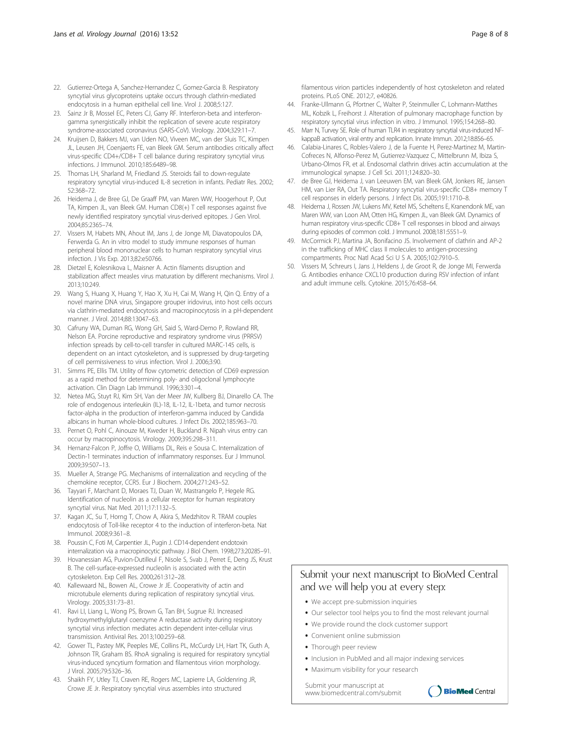22. Gutierrez-Ortega A, Sanchez-Hernandez C, Gomez-Garcia B. Respiratory syncytial virus glycoproteins uptake occurs through clathrin-mediated endocytosis in a human epithelial cell line. Virol J. 2008;5:127.
23. Sainz Jr B, Mossel EC, Peters CJ, Garry RF. Interferon-beta and interferon-gamma synergistically inhibit the replication of severe acute respiratory syndrome-associated coronavirus (SARS-CoV). Virology. 2004;329:11–7.
24. Kruijsen D, Bakkers MJ, van Uden NO, Viveen MC, van der Sluis TC, Kimpen JL, Leusen JH, Coenjaerts FE, van Bleek GM. Serum antibodies critically affect virus-specific CD4+/CD8+ T cell balance during respiratory syncytial virus infections. J Immunol. 2010;185:6489–98.
25. Thomas LH, Sharland M, Friedland JS. Steroids fail to down-regulate respiratory syncytial virus-induced IL-8 secretion in infants. Pediatr Res. 2002; 52:368–72.
26. Heidema J, de Bree GJ, De Graaff PM, van Maren WW, Hoogerhout P, Out TA, Kimpen JL, van Bleek GM. Human CD8(+) T cell responses against five newly identified respiratory syncytial virus-derived epitopes. J Gen Virol. 2004;85:2365–74.
27. Vissers M, Habets MN, Ahout IM, Jans J, de Jonge MI, Diavatopoulos DA, Ferwerda G. An in vitro model to study immune responses of human peripheral blood mononuclear cells to human respiratory syncytial virus infection. J Vis Exp. 2013;82:e50766.
28. Dietzel E, Kolesnikova L, Maisner A. Actin filaments disruption and stabilization affect measles virus maturation by different mechanisms. Virol J. 2013;10:249.
29. Wang S, Huang X, Huang Y, Hao X, Xu H, Cai M, Wang H, Qin Q. Entry of a novel marine DNA virus, Singapore grouper iridovirus, into host cells occurs via clathrin-mediated endocytosis and macropinocytosis in a pH-dependent manner. J Virol. 2014;88:13047–63.
30. Cafruny WA, Duman RG, Wong GH, Said S, Ward-Demo P, Rowland RR, Nelson EA. Porcine reproductive and respiratory syndrome virus (PRRSV) infection spreads by cell-to-cell transfer in cultured MARC-145 cells, is dependent on an intact cytoskeleton, and is suppressed by drug-targeting of cell permissiveness to virus infection. Virol J. 2006;3:90.
31. Simms PE, Ellis TM. Utility of flow cytometric detection of CD69 expression as a rapid method for determining poly- and oligoclonal lymphocyte activation. Clin Diagn Lab Immunol. 1996;3:301–4.
32. Netea MG, Stuyt RJ, Kim SH, Van der Meer JW, Kullberg BJ, Dinarello CA. The role of endogenous interleukin (IL)-18, IL-12, IL-1beta, and tumor necrosis factor-alpha in the production of interferon-gamma induced by Candida albicans in human whole-blood cultures. J Infect Dis. 2002;185:963–70.
33. Pernet O, Pohl C, Ainouze M, Kweder H, Buckland R. Nipah virus entry can occur by macropinocytosis. Virology. 2009;395:298–311.
34. Hernanz-Falcon P, Joffre O, Williams DL, Reis e Sousa C. Internalization of Dectin-1 terminates induction of inflammatory responses. Eur J Immunol. 2009;39:507–13.
35. Mueller A, Strange PG. Mechanisms of internalization and recycling of the chemokine receptor, CCR5. Eur J Biochem. 2004;271:243–52.
36. Tayyari F, Marchant D, Moraes TJ, Duan W, Mastrangelo P, Hegele RG. Identification of nucleolin as a cellular receptor for human respiratory syncytial virus. Nat Med. 2011;17:1132–5.
37. Kagan JC, Su T, Horng T, Chow A, Akira S, Medzhitov R. TRAM couples endocytosis of Toll-like receptor 4 to the induction of interferon-beta. Nat Immunol. 2008;9:361–8.
38. Poussin C, Foti M, Carpentier JL, Pugin J. CD14-dependent endotoxin internalization via a macropinocytic pathway. J Biol Chem. 1998;273:20285–91.
39. Hovanessian AG, Puvion-Dutilleul F, Nisole S, Svab J, Perret E, Deng JS, Krust B. The cell-surface-expressed nucleolin is associated with the actin cytoskeleton. Exp Cell Res. 2000;261:312–28.
40. Kallewaard NL, Bowen AL, Crowe Jr JE. Cooperativity of actin and microtubule elements during replication of respiratory syncytial virus. Virology. 2005;331:73–81.
41. Ravi LI, Liang L, Wong PS, Brown G, Tan BH, Sugrue RJ. Increased hydroxymethylglutaryl coenzyme A reductase activity during respiratory syncytial virus infection mediates actin dependent inter-cellular virus transmission. Antiviral Res. 2013;100:259–68.
42. Gower TL, Pastey MK, Peeples ME, Collins PL, McCurdy LH, Hart TK, Guth A, Johnson TR, Graham BS. RhoA signaling is required for respiratory syncytial virus-induced syncytium formation and filamentous virion morphology. J Virol. 2005;79:5326–36.
43. Shaikh FY, Utley TJ, Craven RE, Rogers MC, Lapierre LA, Goldenring JR, Crowe JE Jr. Respiratory syncytial virus assembles into structured filamentous virion particles independently of host cytoskeleton and related proteins. PLoS ONE. 2012;7, e40826.
44. Franke-Ullmann G, Pfortner C, Walter P, Steinmuller C, Lohmann-Matthes ML, Kobzik L, Freihorst J. Alteration of pulmonary macrophage function by respiratory syncytial virus infection in vitro. J Immunol. 1995;154:268–80.
45. Marr N, Turvey SE. Role of human TLR4 in respiratory syncytial virus-induced NF-kappaB activation, viral entry and replication. Innate Immun. 2012;18:856–65.
46. Calabia-Linares C, Robles-Valero J, de la Fuente H, Perez-Martinez M, Martin-Cofreces N, Alfonso-Perez M, Gutierrez-Vazquez C, Mittelbrunn M, Ibiza S, Urbano-Olmos FR, et al. Endosomal clathrin drives actin accumulation at the immunological synapse. J Cell Sci. 2011;124:820–30.
47. de Bree GJ, Heidema J, van Leeuwen EM, van Bleek GM, Jonkers RE, Jansen HM, van Lier RA, Out TA. Respiratory syncytial virus-specific CD8+ memory T cell responses in elderly persons. J Infect Dis. 2005;191:1710–8.
48. Heidema J, Rossen JW, Lukens MV, Ketel MS, Scheltens E, Kranendonk ME, van Maren WW, van Loon AM, Otten HG, Kimpen JL, van Bleek GM. Dynamics of human respiratory virus-specific CD8+ T cell responses in blood and airways during episodes of common cold. J Immunol. 2008;181:5551–9.
49. McCormick PJ, Martina JA, Bonifacino JS. Involvement of clathrin and AP-2 in the trafficking of MHC class II molecules to antigen-processing compartments. Proc Natl Acad Sci U S A. 2005;102:7910–5.
50. Vissers M, Schreurs I, Jans J, Heldens J, de Groot R, de Jonge MI, Ferwerda G. Antibodies enhance CXCL10 production during RSV infection of infant and adult immune cells. Cytokine. 2015;76:458–64.

Submit your next manuscript to BioMed Central and we will help you at every step:

- We accept pre-submission inquiries
- Our selector tool helps you to find the most relevant journal
- We provide round the clock customer support
- Convenient online submission
- Thorough peer review
- Inclusion in PubMed and all major indexing services
- Maximum visibility for your research

Submit your manuscript at
www.biomedcentral.com/submit

BioMed Central